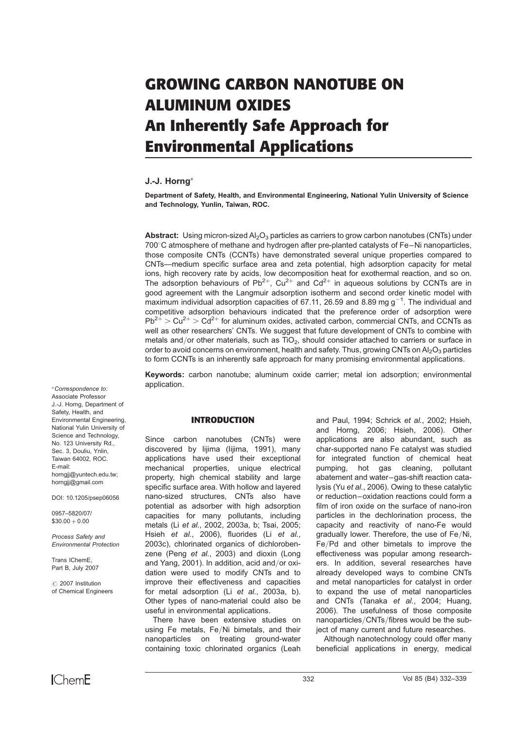# GROWING CARBON NANOTUBE ON ALUMINUM OXIDES

## An Inherently Safe Approach for Environmental Applications

**J.-J. Horng***

**Department of Safety, Health, and Environmental Engineering, National Yulin University of Science and Technology, Yunlin, Taiwan, ROC.**

**Abstract:** Using micron-sized $Al_2O_3$ particles as carriers to grow carbon nanotubes (CNTs) under 700°C atmosphere of methane and hydrogen after pre-planted catalysts of Fe–Ni nanoparticles, those composite CNTs (CCNTs) have demonstrated several unique properties compared to CNTs—medium specific surface area and zeta potential, high adsorption capacity for metal ions, high recovery rate by acids, low decomposition heat for exothermal reaction, and so on. The adsorption behaviours of $Pb^{2+}$, $Cu^{2+}$ and $Cd^{2+}$ in aqueous solutions by CCNTs are in good agreement with the Langmuir adsorption isotherm and second order kinetic model with maximum individual adsorption capacities of 67.11, 26.59 and 8.89 mg $g^{-1}$. The individual and competitive adsorption behaviours indicated that the preference order of adsorption were $Pb^{2+} > Cu^{2+} > Cd^{2+}$ for aluminum oxides, activated carbon, commercial CNTs, and CCNTs as well as other researchers' CNTs. We suggest that future development of CNTs to combine with metals and/or other materials, such as $TiO_2$, should consider attached to carriers or surface in order to avoid concerns on environment, health and safety. Thus, growing CNTs on $Al_2O_3$ particles to form CCNTs is an inherently safe approach for many promising environmental applications.

**Keywords:** carbon nanotube; aluminum oxide carrier; metal ion adsorption; environmental application.

*\*Correspondence to:* Associate Professor J.-J. Horng, Department of Safety, Health, and Environmental Engineering, National Yulin University of Science and Technology, No. 123 University Rd., Sec. 3, Douliu, Ynlin, Taiwan 64002, ROC. E-mail: horngjj@yuntech.edu.tw; horngjj@gmail.com

DOI: 10.1205/psep06056

0957–5820/07/ $30.00 + 0.00

Process Safety and Environmental Protection

Trans IChemE, Part B, July 2007

© 2007 Institution of Chemical Engineers

## INTRODUCTION

Since carbon nanotubes (CNTs) were discovered by Iijima (Iijima, 1991), many applications have used their exceptional mechanical properties, unique electrical property, high chemical stability and large specific surface area. With hollow and layered nano-sized structures, CNTs also have potential as adsorber with high adsorption capacities for many pollutants, including metals (Li *et al.*, 2002, 2003a, b; Tsai, 2005; Hsieh *et al.*, 2006), fluorides (Li *et al.*, 2003c), chlorinated organics of dichlorobenzene (Peng *et al.*, 2003) and dioxin (Long and Yang, 2001). In addition, acid and/or oxidation were used to modify CNTs and to improve their effectiveness and capacities for metal adsorption (Li *et al.*, 2003a, b). Other types of nano-material could also be useful in environmental applications.

There have been extensive studies on using Fe metals, Fe/Ni bimetals, and their nanoparticles on treating ground-water containing toxic chlorinated organics (Leah and Paul, 1994; Schrick *et al.*, 2002; Hsieh, and Horng, 2006; Hsieh, 2006). Other applications are also abundant, such as char-supported nano Fe catalyst was studied for integrated function of chemical heat pumping, hot gas cleaning, pollutant abatement and water–gas-shift reaction catalysis (Yu *et al.*, 2006). Owing to these catalytic or reduction–oxidation reactions could form a film of iron oxide on the surface of nano-iron particles in the dechlorination process, the capacity and reactivity of nano-Fe would gradually lower. Therefore, the use of Fe/Ni, Fe/Pd and other bimetals to improve the effectiveness was popular among researchers. In addition, several researches have already developed ways to combine CNTs and metal nanoparticles for catalyst in order to expand the use of metal nanoparticles and CNTs (Tanaka *et al.*, 2004; Huang, 2006). The usefulness of those composite nanoparticles/CNTs/fibres would be the subject of many current and future researches.

Although nanotechnology could offer many beneficial applications in energy, medical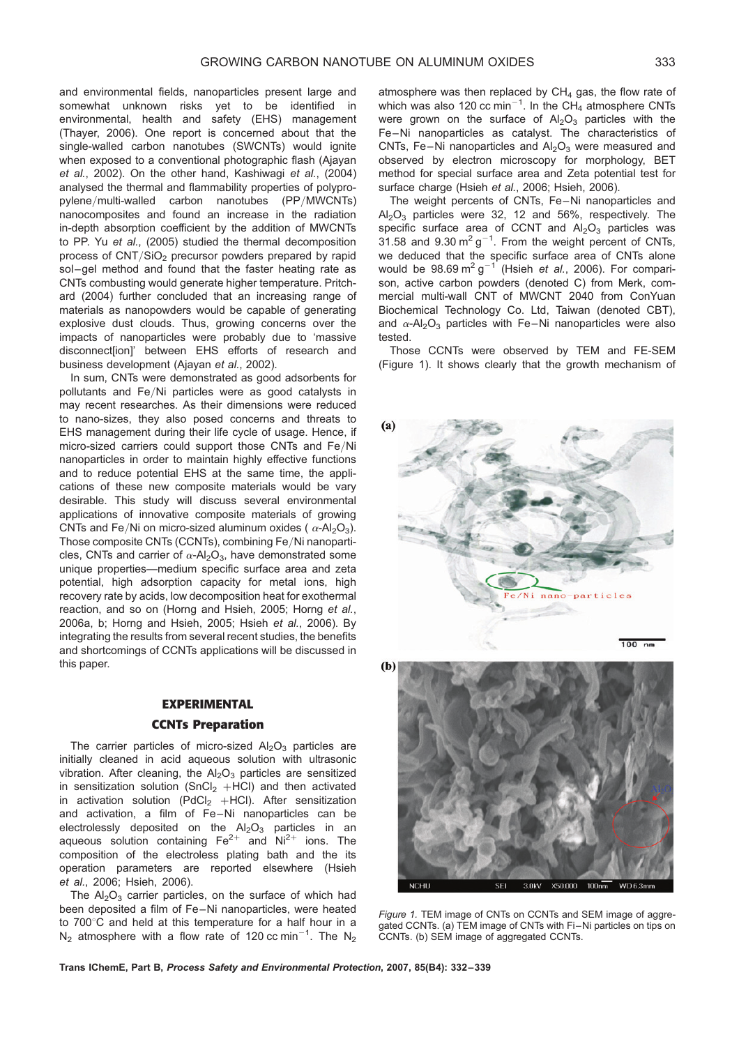and environmental fields, nanoparticles present large and somewhat unknown risks yet to be identified in environmental, health and safety (EHS) management (Thayer, 2006). One report is concerned about that the single-walled carbon nanotubes (SWCNTs) would ignite when exposed to a conventional photographic flash (Ajayan *et al.*, 2002). On the other hand, Kashiwagi *et al.*, (2004) analysed the thermal and flammability properties of polypropylene/multi-walled carbon nanotubes (PP/MWCNTs) nanocomposites and found an increase in the radiation in-depth absorption coefficient by the addition of MWCNTs to PP. Yu *et al.*, (2005) studied the thermal decomposition process of CNT/$SiO_2$ precursor powders prepared by rapid sol–gel method and found that the faster heating rate as CNTs combusting would generate higher temperature. Pritchard (2004) further concluded that an increasing range of materials as nanopowders would be capable of generating explosive dust clouds. Thus, growing concerns over the impacts of nanoparticles were probably due to 'massive disconnect[ion]' between EHS efforts of research and business development (Ajayan *et al.*, 2002).

In sum, CNTs were demonstrated as good adsorbents for pollutants and Fe/Ni particles were as good catalysts in may recent researches. As their dimensions were reduced to nano-sizes, they also posed concerns and threats to EHS management during their life cycle of usage. Hence, if micro-sized carriers could support those CNTs and Fe/Ni nanoparticles in order to maintain highly effective functions and to reduce potential EHS at the same time, the applications of these new composite materials would be vary desirable. This study will discuss several environmental applications of innovative composite materials of growing CNTs and Fe/Ni on micro-sized aluminum oxides ( $\alpha$-$Al_2O_3$). Those composite CNTs (CCNTs), combining Fe/Ni nanoparticles, CNTs and carrier of $\alpha$-$Al_2O_3$, have demonstrated some unique properties—medium specific surface area and zeta potential, high adsorption capacity for metal ions, high recovery rate by acids, low decomposition heat for exothermal reaction, and so on (Horng and Hsieh, 2005; Horng *et al.*, 2006a, b; Horng and Hsieh, 2005; Hsieh *et al.*, 2006). By integrating the results from several recent studies, the benefits and shortcomings of CCNTs applications will be discussed in this paper.

## EXPERIMENTAL

### CCNTs Preparation

The carrier particles of micro-sized $Al_2O_3$ particles are initially cleaned in acid aqueous solution with ultrasonic vibration. After cleaning, the $Al_2O_3$ particles are sensitized in sensitization solution ($SnCl_2$ +HCl) and then activated in activation solution ($PdCl_2$ +HCl). After sensitization and activation, a film of Fe–Ni nanoparticles can be electrolessly deposited on the $Al_2O_3$ particles in an aqueous solution containing $Fe^{2+}$ and $Ni^{2+}$ ions. The composition of the electroless plating bath and the its operation parameters are reported elsewhere (Hsieh *et al.*, 2006; Hsieh, 2006).

The $Al_2O_3$ carrier particles, on the surface of which had been deposited a film of Fe–Ni nanoparticles, were heated to 700°C and held at this temperature for a half hour in a $N_2$ atmosphere with a flow rate of 120 cc $min^{-1}$. The $N_2$ atmosphere was then replaced by $CH_4$ gas, the flow rate of which was also 120 cc $min^{-1}$. In the $CH_4$ atmosphere CNTs were grown on the surface of $Al_2O_3$ particles with the Fe–Ni nanoparticles as catalyst. The characteristics of CNTs, Fe–Ni nanoparticles and $Al_2O_3$ were measured and observed by electron microscopy for morphology, BET method for special surface area and Zeta potential test for surface charge (Hsieh *et al.*, 2006; Hsieh, 2006).

The weight percents of CNTs, Fe–Ni nanoparticles and $Al_2O_3$ particles were 32, 12 and 56%, respectively. The specific surface area of CCNT and $Al_2O_3$ particles was 31.58 and 9.30 $m^2$ $g^{-1}$. From the weight percent of CNTs, we deduced that the specific surface area of CNTs alone would be 98.69 $m^2$ $g^{-1}$ (Hsieh *et al.*, 2006). For comparison, active carbon powders (denoted C) from Merk, commercial multi-wall CNT of MWCNT 2040 from ConYuan Biochemical Technology Co. Ltd, Taiwan (denoted CBT), and $\alpha$-$Al_2O_3$ particles with Fe–Ni nanoparticles were also tested.

Those CCNTs were observed by TEM and FE-SEM (Figure 1). It shows clearly that the growth mechanism of

*Figure 1.* TEM image of CNTs on CCNTs and SEM image of aggregated CCNTs. (a) TEM image of CNTs with Fi–Ni particles on tips on CCNTs. (b) SEM image of aggregated CCNTs.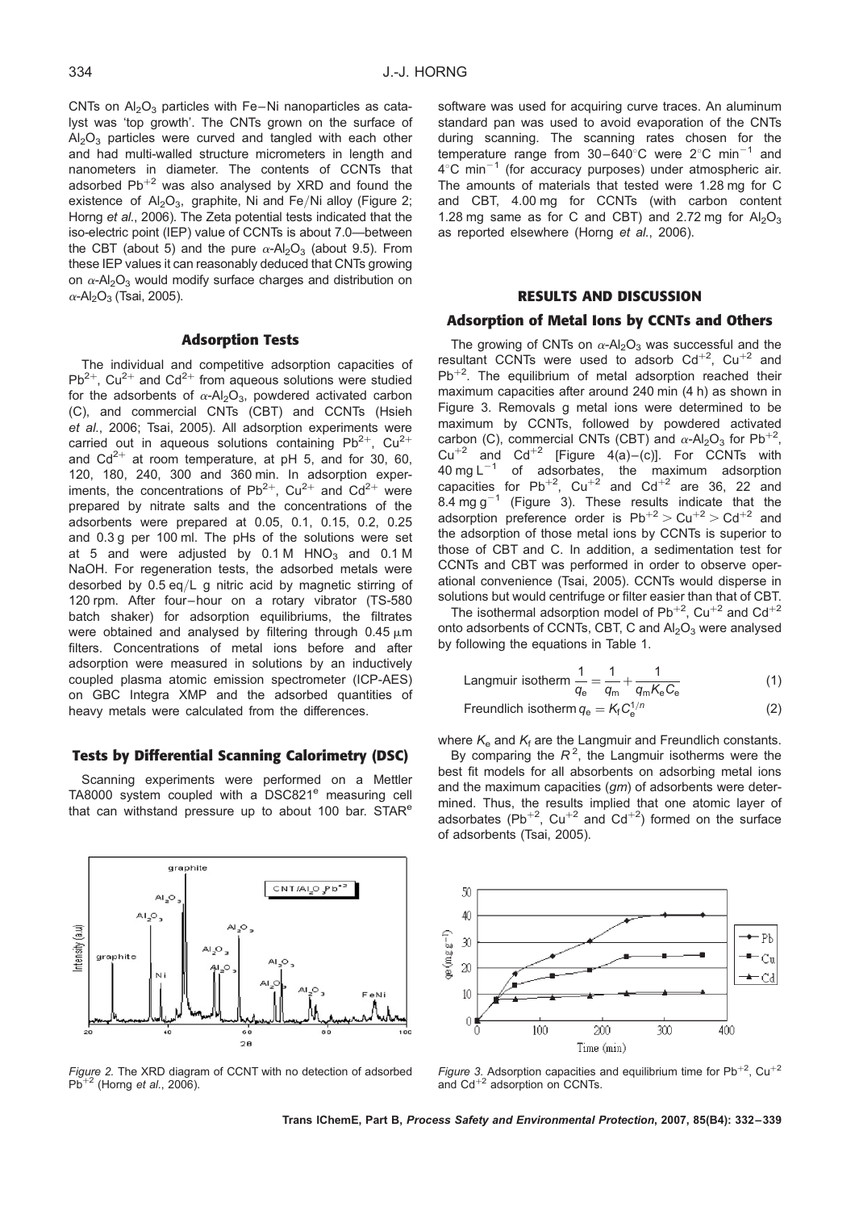CNTs on $Al_2O_3$ particles with Fe–Ni nanoparticles as catalyst was 'top growth'. The CNTs grown on the surface of $Al_2O_3$ particles were curved and tangled with each other and had multi-walled structure micrometers in length and nanometers in diameter. The contents of CCNTs that adsorbed $Pb^{+2}$ was also analysed by XRD and found the existence of $Al_2O_3$, graphite, Ni and Fe/Ni alloy (Figure 2; Horng *et al.*, 2006). The Zeta potential tests indicated that the iso-electric point (IEP) value of CCNTs is about 7.0—between the CBT (about 5) and the pure $\alpha$-$Al_2O_3$ (about 9.5). From these IEP values it can reasonably deduced that CNTs growing on $\alpha$-$Al_2O_3$ would modify surface charges and distribution on $\alpha$-$Al_2O_3$ (Tsai, 2005).

## Adsorption Tests

The individual and competitive adsorption capacities of $Pb^{2+}$, $Cu^{2+}$ and $Cd^{2+}$ from aqueous solutions were studied for the adsorbents of $\alpha$-$Al_2O_3$, powdered activated carbon (C), and commercial CNTs (CBT) and CCNTs (Hsieh *et al.*, 2006; Tsai, 2005). All adsorption experiments were carried out in aqueous solutions containing $Pb^{2+}$, $Cu^{2+}$ and $Cd^{2+}$ at room temperature, at pH 5, and for 30, 60, 120, 180, 240, 300 and 360 min. In adsorption experiments, the concentrations of $Pb^{2+}$, $Cu^{2+}$ and $Cd^{2+}$ were prepared by nitrate salts and the concentrations of the adsorbents were prepared at 0.05, 0.1, 0.15, 0.2, 0.25 and 0.3 g per 100 ml. The pHs of the solutions were set at 5 and were adjusted by 0.1 M $HNO_3$ and 0.1 M NaOH. For regeneration tests, the adsorbed metals were desorbed by 0.5 eq/L g nitric acid by magnetic stirring of 120 rpm. After four–hour on a rotary vibrator (TS-580 batch shaker) for adsorption equilibriums, the filtrates were obtained and analysed by filtering through 0.45 $\mu$m filters. Concentrations of metal ions before and after adsorption were measured in solutions by an inductively coupled plasma atomic emission spectrometer (ICP-AES) on GBC Integra XMP and the adsorbed quantities of heavy metals were calculated from the differences.

## Tests by Differential Scanning Calorimetry (DSC)

Scanning experiments were performed on a Mettler TA8000 system coupled with a DSC821[e] measuring cell that can withstand pressure up to about 100 bar. STAR[e] software was used for acquiring curve traces. An aluminum standard pan was used to avoid evaporation of the CNTs during scanning. The scanning rates chosen for the temperature range from 30–640°C were 2°C $min^{-1}$ and 4°C $min^{-1}$ (for accuracy purposes) under atmospheric air. The amounts of materials that tested were 1.28 mg for C and CBT, 4.00 mg for CCNTs (with carbon content 1.28 mg same as for C and CBT) and 2.72 mg for $Al_2O_3$ as reported elsewhere (Horng *et al.*, 2006).

Figure 2. The XRD diagram of CCNT with no detection of adsorbed $Pb^{+2}$ (Horng *et al.*, 2006).

# RESULTS AND DISCUSSION

## Adsorption of Metal Ions by CCNTs and Others

The growing of CNTs on $\alpha$-$Al_2O_3$ was successful and the resultant CCNTs were used to adsorb $Cd^{+2}$, $Cu^{+2}$ and $Pb^{+2}$. The equilibrium of metal adsorption reached their maximum capacities after around 240 min (4 h) as shown in Figure 3. Removals g metal ions were determined to be maximum by CCNTs, followed by powdered activated carbon (C), commercial CNTs (CBT) and $\alpha$-$Al_2O_3$ for $Pb^{+2}$, $Cu^{+2}$ and $Cd^{+2}$ [Figure 4(a)–(c)]. For CCNTs with 40 mg $L^{-1}$ of adsorbates, the maximum adsorption capacities for $Pb^{+2}$, $Cu^{+2}$ and $Cd^{+2}$ are 36, 22 and 8.4 mg $g^{-1}$ (Figure 3). These results indicate that the adsorption preference order is $Pb^{+2} > Cu^{+2} > Cd^{+2}$ and the adsorption of those metal ions by CCNTs is superior to those of CBT and C. In addition, a sedimentation test for CCNTs and CBT was performed in order to observe operational convenience (Tsai, 2005). CCNTs would disperse in solutions but would centrifuge or filter easier than that of CBT.

The isothermal adsorption model of $Pb^{+2}$, $Cu^{+2}$ and $Cd^{+2}$ onto adsorbents of CCNTs, CBT, C and $Al_2O_3$ were analysed by following the equations in Table 1.

$$\text{Langmuir isotherm } \frac{1}{q_e} = \frac{1}{q_m} + \frac{1}{q_m K_e C_e} \tag{1}$$

$$\text{Freundlich isotherm } q_e = K_f C_e^{1/n} \tag{2}$$

where $K_e$ and $K_f$ are the Langmuir and Freundlich constants.

By comparing the $R^2$, the Langmuir isotherms were the best fit models for all absorbents on adsorbing metal ions and the maximum capacities (*gm*) of adsorbents were determined. Thus, the results implied that one atomic layer of adsorbates ($Pb^{+2}$, $Cu^{+2}$ and $Cd^{+2}$) formed on the surface of adsorbents (Tsai, 2005).

Figure 3. Adsorption capacities and equilibrium time for $Pb^{+2}$, $Cu^{+2}$ and $Cd^{+2}$ adsorption on CCNTs.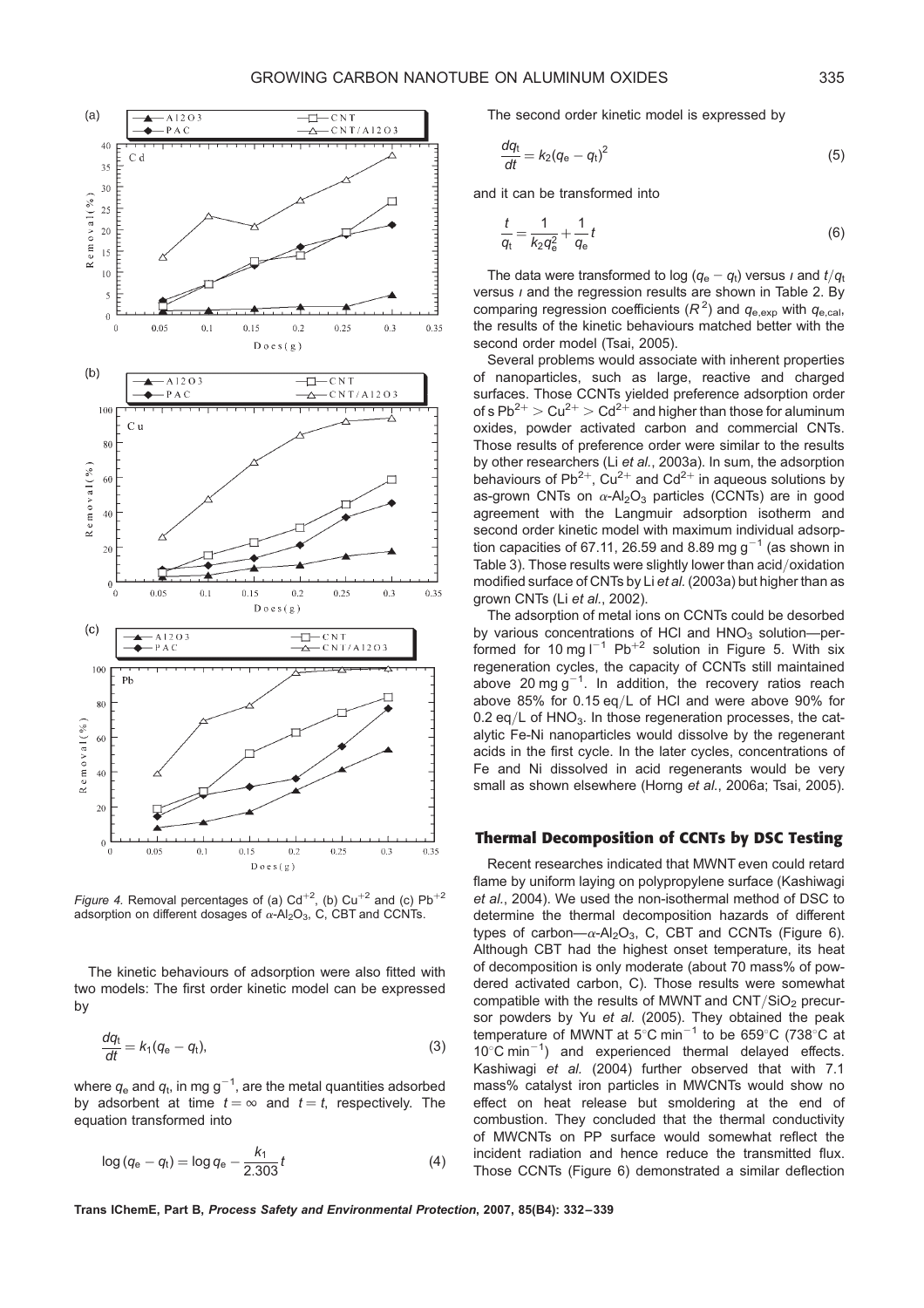*Figure 4.* Removal percentages of (a) $Cd^{+2}$, (b) $Cu^{+2}$ and (c) $Pb^{+2}$ adsorption on different dosages of $\alpha$-$Al_2O_3$, C, CBT and CCNTs.

The kinetic behaviours of adsorption were also fitted with two models: The first order kinetic model can be expressed by

$$\frac{dq_t}{dt} = k_1(q_e - q_t), \tag{3}$$

where $q_e$ and $q_t$, in mg $g^{-1}$, are the metal quantities adsorbed by adsorbent at time $t = \infty$ and $t = t$, respectively. The equation transformed into

$$\log(q_e - q_t) = \log q_e - \frac{k_1}{2.303}t \tag{4}$$

The second order kinetic model is expressed by

$$\frac{dq_t}{dt} = k_2(q_e - q_t)^2 \tag{5}$$

and it can be transformed into

$$\frac{t}{q_t} = \frac{1}{k_2 q_e^2} + \frac{1}{q_e}t \tag{6}$$

The data were transformed to log ($q_e - q_t$) versus $t$ and $t/q_t$ versus $t$ and the regression results are shown in Table 2. By comparing regression coefficients ($R^2$) and $q_{e,exp}$ with $q_{e,cal}$, the results of the kinetic behaviours matched better with the second order model (Tsai, 2005).

Several problems would associate with inherent properties of nanoparticles, such as large, reactive and charged surfaces. Those CCNTs yielded preference adsorption order of s $Pb^{2+} > Cu^{2+} > Cd^{2+}$ and higher than those for aluminum oxides, powder activated carbon and commercial CNTs. Those results of preference order were similar to the results by other researchers (Li *et al.*, 2003a). In sum, the adsorption behaviours of $Pb^{2+}$, $Cu^{2+}$ and $Cd^{2+}$ in aqueous solutions by as-grown CNTs on $\alpha$-$Al_2O_3$ particles (CCNTs) are in good agreement with the Langmuir adsorption isotherm and second order kinetic model with maximum individual adsorption capacities of 67.11, 26.59 and 8.89 mg $g^{-1}$ (as shown in Table 3). Those results were slightly lower than acid/oxidation modified surface of CNTs by Li *et al.* (2003a) but higher than as grown CNTs (Li *et al.*, 2002).

The adsorption of metal ions on CCNTs could be desorbed by various concentrations of HCl and $HNO_3$ solution—performed for 10 mg $l^{-1}$ $Pb^{+2}$ solution in Figure 5. With six regeneration cycles, the capacity of CCNTs still maintained above 20 mg $g^{-1}$. In addition, the recovery ratios reach above 85% for 0.15 eq/L of HCl and were above 90% for 0.2 eq/L of $HNO_3$. In those regeneration processes, the catalytic Fe-Ni nanoparticles would dissolve by the regenerant acids in the first cycle. In the later cycles, concentrations of Fe and Ni dissolved in acid regenerants would be very small as shown elsewhere (Horng *et al.*, 2006a; Tsai, 2005).

## Thermal Decomposition of CCNTs by DSC Testing

Recent researches indicated that MWNT even could retard flame by uniform laying on polypropylene surface (Kashiwagi *et al.*, 2004). We used the non-isothermal method of DSC to determine the thermal decomposition hazards of different types of carbon—$\alpha$-$Al_2O_3$, C, CBT and CCNTs (Figure 6). Although CBT had the highest onset temperature, its heat of decomposition is only moderate (about 70 mass% of powdered activated carbon, C). Those results were somewhat compatible with the results of MWNT and CNT/$SiO_2$ precursor powders by Yu *et al.* (2005). They obtained the peak temperature of MWNT at 5°C $min^{-1}$ to be 659°C (738°C at 10°C $min^{-1}$) and experienced thermal delayed effects. Kashiwagi *et al.* (2004) further observed that with 7.1 mass% catalyst iron particles in MWCNTs would show no effect on heat release but smoldering at the end of combustion. They concluded that the thermal conductivity of MWCNTs on PP surface would somewhat reflect the incident radiation and hence reduce the transmitted flux. Those CCNTs (Figure 6) demonstrated a similar deflection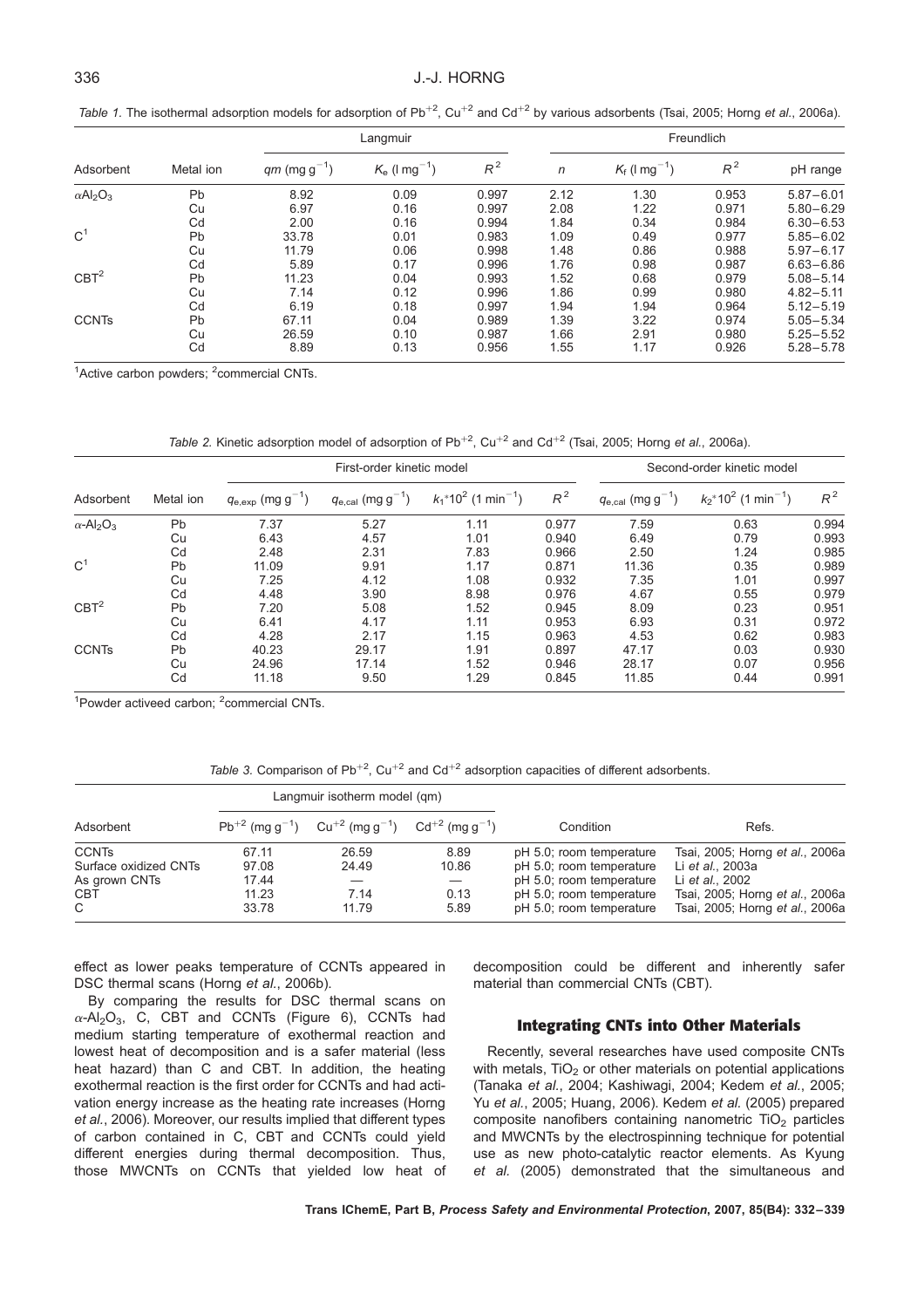*Table 1.* The isothermal adsorption models for adsorption of $Pb^{+2}$, $Cu^{+2}$ and $Cd^{+2}$ by various adsorbents (Tsai, 2005; Horng *et al.*, 2006a).

| Adsorbent | Metal ion | Langmuir | | | Freundlich | | | pH range |
|---|---|---|---|---|---|---|---|---|
| | | $qm$ (mg $g^{-1}$) | $K_e$ (l $mg^{-1}$) | $R^2$ | $n$ | $K_f$ (l $mg^{-1}$) | $R^2$ | |
| $\alpha Al_2O_3$ | Pb | 8.92 | 0.09 | 0.997 | 2.12 | 1.30 | 0.953 | 5.87–6.01 |
| | Cu | 6.97 | 0.16 | 0.997 | 2.08 | 1.22 | 0.971 | 5.80–6.29 |
| | Cd | 2.00 | 0.16 | 0.994 | 1.84 | 0.34 | 0.984 | 6.30–6.53 |
| C[1] | Pb | 33.78 | 0.01 | 0.983 | 1.09 | 0.49 | 0.977 | 5.85–6.02 |
| | Cu | 11.79 | 0.06 | 0.998 | 1.48 | 0.86 | 0.988 | 5.97–6.17 |
| | Cd | 5.89 | 0.17 | 0.996 | 1.76 | 0.98 | 0.987 | 6.63–6.86 |
| CBT[2] | Pb | 11.23 | 0.04 | 0.993 | 1.52 | 0.68 | 0.979 | 5.08–5.14 |
| | Cu | 7.14 | 0.12 | 0.996 | 1.86 | 0.99 | 0.980 | 4.82–5.11 |
| | Cd | 6.19 | 0.18 | 0.997 | 1.94 | 1.94 | 0.964 | 5.12–5.19 |
| CCNTs | Pb | 67.11 | 0.04 | 0.989 | 1.39 | 3.22 | 0.974 | 5.05–5.34 |
| | Cu | 26.59 | 0.10 | 0.987 | 1.66 | 2.91 | 0.980 | 5.25–5.52 |
| | Cd | 8.89 | 0.13 | 0.956 | 1.55 | 1.17 | 0.926 | 5.28–5.78 |

[1]Active carbon powders; [2]commercial CNTs.

*Table 2.* Kinetic adsorption model of adsorption of $Pb^{+2}$, $Cu^{+2}$ and $Cd^{+2}$ (Tsai, 2005; Horng *et al.*, 2006a).

| Adsorbent | Metal ion | First-order kinetic model | | | | Second-order kinetic model | | |
|---|---|---|---|---|---|---|---|---|
| | | $q_{e,exp}$ (mg $g^{-1}$) | $q_{e,cal}$ (mg $g^{-1}$) | $k_1$*$10^2$ (1 $min^{-1}$) | $R^2$ | $q_{e,cal}$ (mg $g^{-1}$) | $k_2$*$10^2$ (1 $min^{-1}$) | $R^2$ |
| $\alpha$-$Al_2O_3$ | Pb | 7.37 | 5.27 | 1.11 | 0.977 | 7.59 | 0.63 | 0.994 |
| | Cu | 6.43 | 4.57 | 1.01 | 0.940 | 6.49 | 0.79 | 0.993 |
| | Cd | 2.48 | 2.31 | 7.83 | 0.966 | 2.50 | 1.24 | 0.985 |
| C[1] | Pb | 11.09 | 9.91 | 1.17 | 0.871 | 11.36 | 0.35 | 0.989 |
| | Cu | 7.25 | 4.12 | 1.08 | 0.932 | 7.35 | 1.01 | 0.997 |
| | Cd | 4.48 | 3.90 | 8.98 | 0.976 | 4.67 | 0.55 | 0.979 |
| CBT[2] | Pb | 7.20 | 5.08 | 1.52 | 0.945 | 8.09 | 0.23 | 0.951 |
| | Cu | 6.41 | 4.17 | 1.11 | 0.953 | 6.93 | 0.31 | 0.972 |
| | Cd | 4.28 | 2.17 | 1.15 | 0.963 | 4.53 | 0.62 | 0.983 |
| CCNTs | Pb | 40.23 | 29.17 | 1.91 | 0.897 | 47.17 | 0.03 | 0.930 |
| | Cu | 24.96 | 17.14 | 1.52 | 0.946 | 28.17 | 0.07 | 0.956 |
| | Cd | 11.18 | 9.50 | 1.29 | 0.845 | 11.85 | 0.44 | 0.991 |

[1]Powder activeed carbon; [2]commercial CNTs.

*Table 3.* Comparison of $Pb^{+2}$, $Cu^{+2}$ and $Cd^{+2}$ adsorption capacities of different adsorbents.

| Adsorbent | Langmuir isotherm model (qm) | | | Condition | Refs. |
|---|---|---|---|---|---|
| | $Pb^{+2}$ (mg $g^{-1}$) | $Cu^{+2}$ (mg $g^{-1}$) | $Cd^{+2}$ (mg $g^{-1}$) | | |
| CCNTs | 67.11 | 26.59 | 8.89 | pH 5.0; room temperature | Tsai, 2005; Horng *et al.*, 2006a |
| Surface oxidized CNTs | 97.08 | 24.49 | 10.86 | pH 5.0; room temperature | Li *et al.*, 2003a |
| As grown CNTs | 17.44 | — | — | pH 5.0; room temperature | Li *et al.*, 2002 |
| CBT | 11.23 | 7.14 | 0.13 | pH 5.0; room temperature | Tsai, 2005; Horng *et al.*, 2006a |
| C | 33.78 | 11.79 | 5.89 | pH 5.0; room temperature | Tsai, 2005; Horng *et al.*, 2006a |

effect as lower peaks temperature of CCNTs appeared in DSC thermal scans (Horng *et al.*, 2006b).

By comparing the results for DSC thermal scans on $\alpha$-$Al_2O_3$, C, CBT and CCNTs (Figure 6), CCNTs had medium starting temperature of exothermal reaction and lowest heat of decomposition and is a safer material (less heat hazard) than C and CBT. In addition, the heating exothermal reaction is the first order for CCNTs and had activation energy increase as the heating rate increases (Horng *et al.*, 2006). Moreover, our results implied that different types of carbon contained in C, CBT and CCNTs could yield different energies during thermal decomposition. Thus, those MWCNTs on CCNTs that yielded low heat of decomposition could be different and inherently safer material than commercial CNTs (CBT).

## Integrating CNTs into Other Materials

Recently, several researches have used composite CNTs with metals, $TiO_2$ or other materials on potential applications (Tanaka *et al.*, 2004; Kashiwagi, 2004; Kedem *et al.*, 2005; Yu *et al.*, 2005; Huang, 2006). Kedem *et al.* (2005) prepared composite nanofibers containing nanometric $TiO_2$ particles and MWCNTs by the electrospinning technique for potential use as new photo-catalytic reactor elements. As Kyung *et al.* (2005) demonstrated that the simultaneous and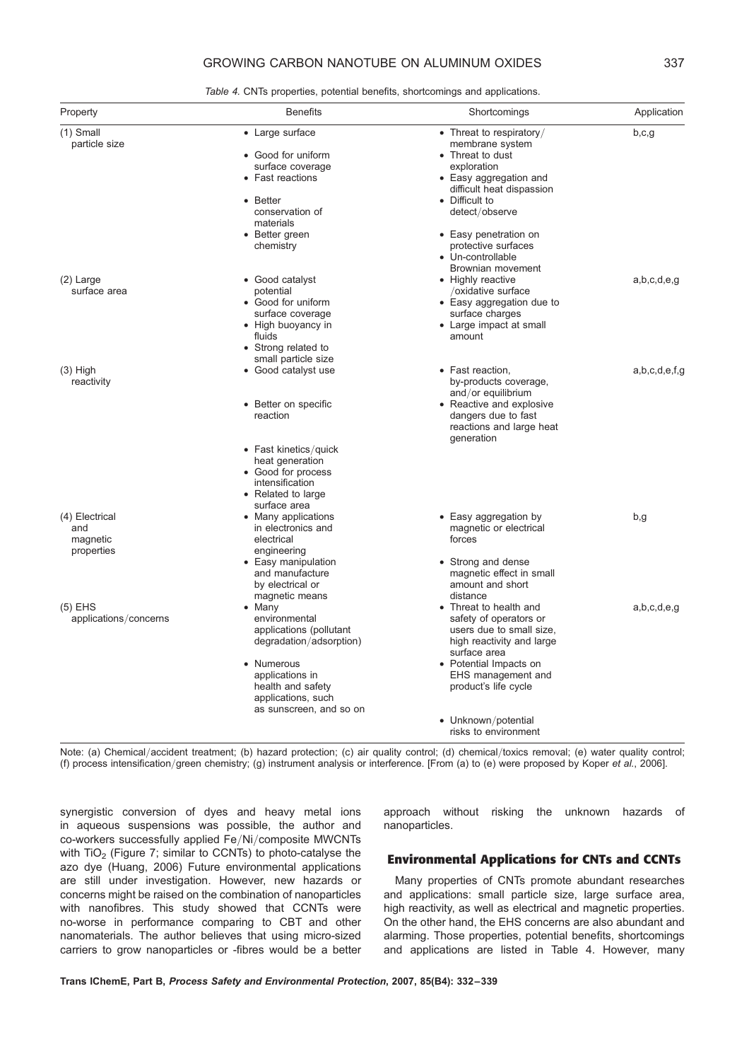*Table 4.* CNTs properties, potential benefits, shortcomings and applications.

| Property | Benefits | Shortcomings | Application |
|---|---|---|---|
| (1) Small particle size | • Large surface<br>• Good for uniform surface coverage<br>• Fast reactions<br>• Better conservation of materials<br>• Better green chemistry | • Threat to respiratory/membrane system<br>• Threat to dust exploration<br>• Easy aggregation and difficult heat dispassion<br>• Difficult to detect/observe<br>• Easy penetration on protective surfaces<br>• Un-controllable Brownian movement | b,c,g |
| (2) Large surface area | • Good catalyst potential<br>• Good for uniform surface coverage<br>• High buoyancy in fluids<br>• Strong related to small particle size | • Highly reactive /oxidative surface<br>• Easy aggregation due to surface charges<br>• Large impact at small amount | a,b,c,d,e,g |
| (3) High reactivity | • Good catalyst use<br>• Better on specific reaction<br>• Fast kinetics/quick heat generation<br>• Good for process intensification<br>• Related to large surface area | • Fast reaction, by-products coverage, and/or equilibrium<br>• Reactive and explosive dangers due to fast reactions and large heat generation | a,b,c,d,e,f,g |
| (4) Electrical and magnetic properties | • Many applications in electronics and electrical engineering<br>• Easy manipulation and manufacture by electrical or magnetic means | • Easy aggregation by magnetic or electrical forces<br>• Strong and dense magnetic effect in small amount and short distance | b,g |
| (5) EHS applications/concerns | • Many environmental applications (pollutant degradation/adsorption)<br>• Numerous applications in health and safety applications, such as sunscreen, and so on | • Threat to health and safety of operators or users due to small size, high reactivity and large surface area<br>• Potential Impacts on EHS management and product's life cycle<br>• Unknown/potential risks to environment | a,b,c,d,e,g |

Note: (a) Chemical/accident treatment; (b) hazard protection; (c) air quality control; (d) chemical/toxics removal; (e) water quality control; (f) process intensification/green chemistry; (g) instrument analysis or interference. [From (a) to (e) were proposed by Koper *et al*., 2006].

synergistic conversion of dyes and heavy metal ions in aqueous suspensions was possible, the author and co-workers successfully applied Fe/Ni/composite MWCNTs with $TiO_2$ (Figure 7; similar to CCNTs) to photo-catalyse the azo dye (Huang, 2006) Future environmental applications are still under investigation. However, new hazards or concerns might be raised on the combination of nanoparticles with nanofibres. This study showed that CCNTs were no-worse in performance comparing to CBT and other nanomaterials. The author believes that using micro-sized carriers to grow nanoparticles or -fibres would be a better approach without risking the unknown hazards of nanoparticles.

## Environmental Applications for CNTs and CCNTs

Many properties of CNTs promote abundant researches and applications: small particle size, large surface area, high reactivity, as well as electrical and magnetic properties. On the other hand, the EHS concerns are also abundant and alarming. Those properties, potential benefits, shortcomings and applications are listed in Table 4. However, many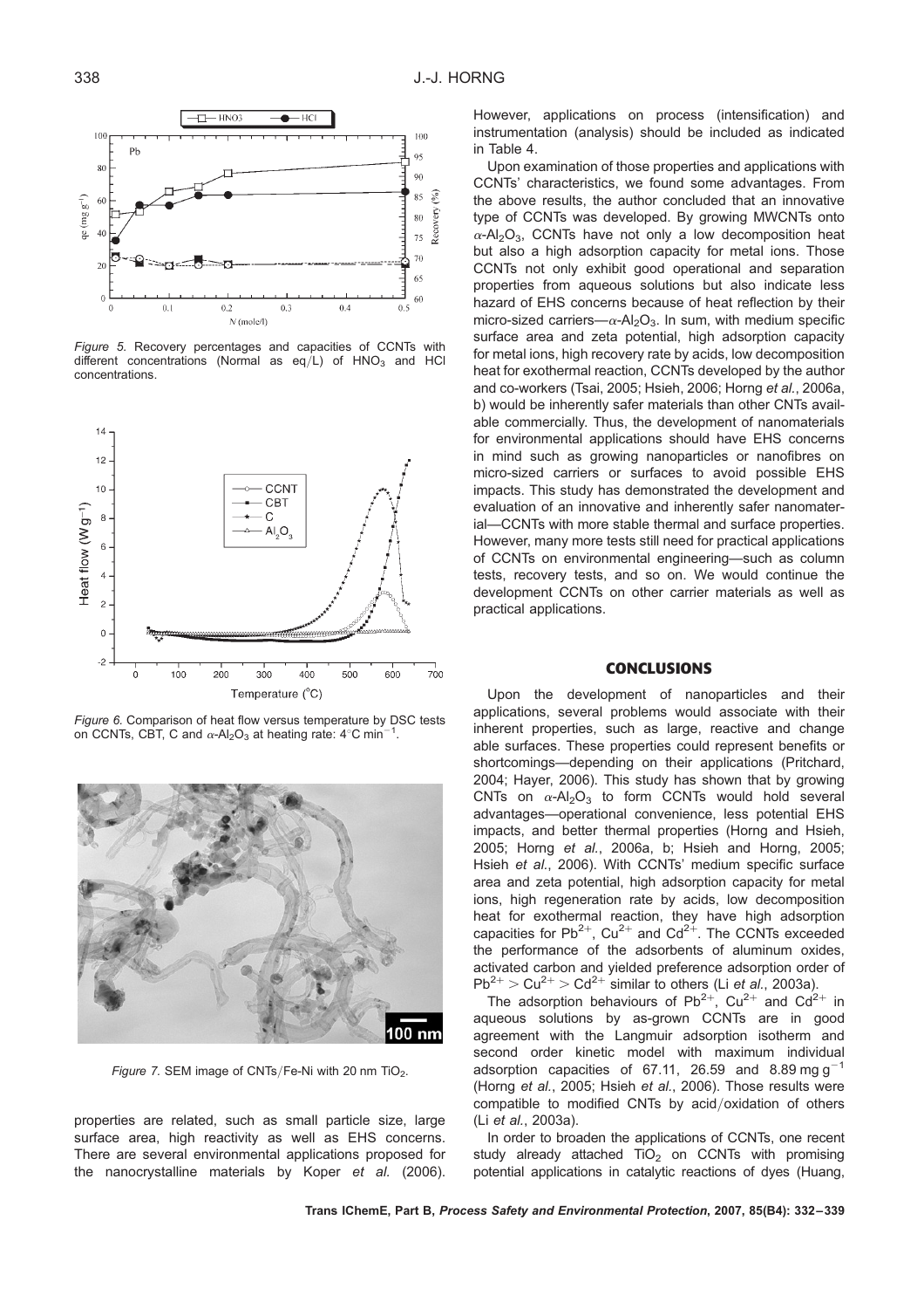Figure 5. Recovery percentages and capacities of CCNTs with different concentrations (Normal as eq/L) of $HNO_3$ and HCl concentrations.

Figure 6. Comparison of heat flow versus temperature by DSC tests on CCNTs, CBT, C and $\alpha$-$Al_2O_3$ at heating rate: 4°C $min^{-1}$.

Figure 7. SEM image of CNTs/Fe-Ni with 20 nm $TiO_2$.

properties are related, such as small particle size, large surface area, high reactivity as well as EHS concerns. There are several environmental applications proposed for the nanocrystalline materials by Koper *et al.* (2006). However, applications on process (intensification) and instrumentation (analysis) should be included as indicated in Table 4.

Upon examination of those properties and applications with CCNTs' characteristics, we found some advantages. From the above results, the author concluded that an innovative type of CCNTs was developed. By growing MWCNTs onto $\alpha$-$Al_2O_3$, CCNTs have not only a low decomposition heat but also a high adsorption capacity for metal ions. Those CCNTs not only exhibit good operational and separation properties from aqueous solutions but also indicate less hazard of EHS concerns because of heat reflection by their micro-sized carriers—$\alpha$-$Al_2O_3$. In sum, with medium specific surface area and zeta potential, high adsorption capacity for metal ions, high recovery rate by acids, low decomposition heat for exothermal reaction, CCNTs developed by the author and co-workers (Tsai, 2005; Hsieh, 2006; Horng *et al.*, 2006a, b) would be inherently safer materials than other CNTs available commercially. Thus, the development of nanomaterials for environmental applications should have EHS concerns in mind such as growing nanoparticles or nanofibres on micro-sized carriers or surfaces to avoid possible EHS impacts. This study has demonstrated the development and evaluation of an innovative and inherently safer nanomaterial—CCNTs with more stable thermal and surface properties. However, many more tests still need for practical applications of CCNTs on environmental engineering—such as column tests, recovery tests, and so on. We would continue the development CCNTs on other carrier materials as well as practical applications.

## CONCLUSIONS

Upon the development of nanoparticles and their applications, several problems would associate with their inherent properties, such as large, reactive and change able surfaces. These properties could represent benefits or shortcomings—depending on their applications (Pritchard, 2004; Hayer, 2006). This study has shown that by growing CNTs on $\alpha$-$Al_2O_3$ to form CCNTs would hold several advantages—operational convenience, less potential EHS impacts, and better thermal properties (Horng and Hsieh, 2005; Horng *et al.*, 2006a, b; Hsieh and Horng, 2005; Hsieh *et al.*, 2006). With CCNTs' medium specific surface area and zeta potential, high adsorption capacity for metal ions, high regeneration rate by acids, low decomposition heat for exothermal reaction, they have high adsorption capacities for $Pb^{2+}$, $Cu^{2+}$ and $Cd^{2+}$. The CCNTs exceeded the performance of the adsorbents of aluminum oxides, activated carbon and yielded preference adsorption order of $Pb^{2+} > Cu^{2+} > Cd^{2+}$ similar to others (Li *et al.*, 2003a).

The adsorption behaviours of $Pb^{2+}$, $Cu^{2+}$ and $Cd^{2+}$ in aqueous solutions by as-grown CCNTs are in good agreement with the Langmuir adsorption isotherm and second order kinetic model with maximum individual adsorption capacities of 67.11, 26.59 and 8.89 mg $g^{-1}$ (Horng *et al.*, 2005; Hsieh *et al.*, 2006). Those results were compatible to modified CNTs by acid/oxidation of others (Li *et al.*, 2003a).

In order to broaden the applications of CCNTs, one recent study already attached $TiO_2$ on CCNTs with promising potential applications in catalytic reactions of dyes (Huang,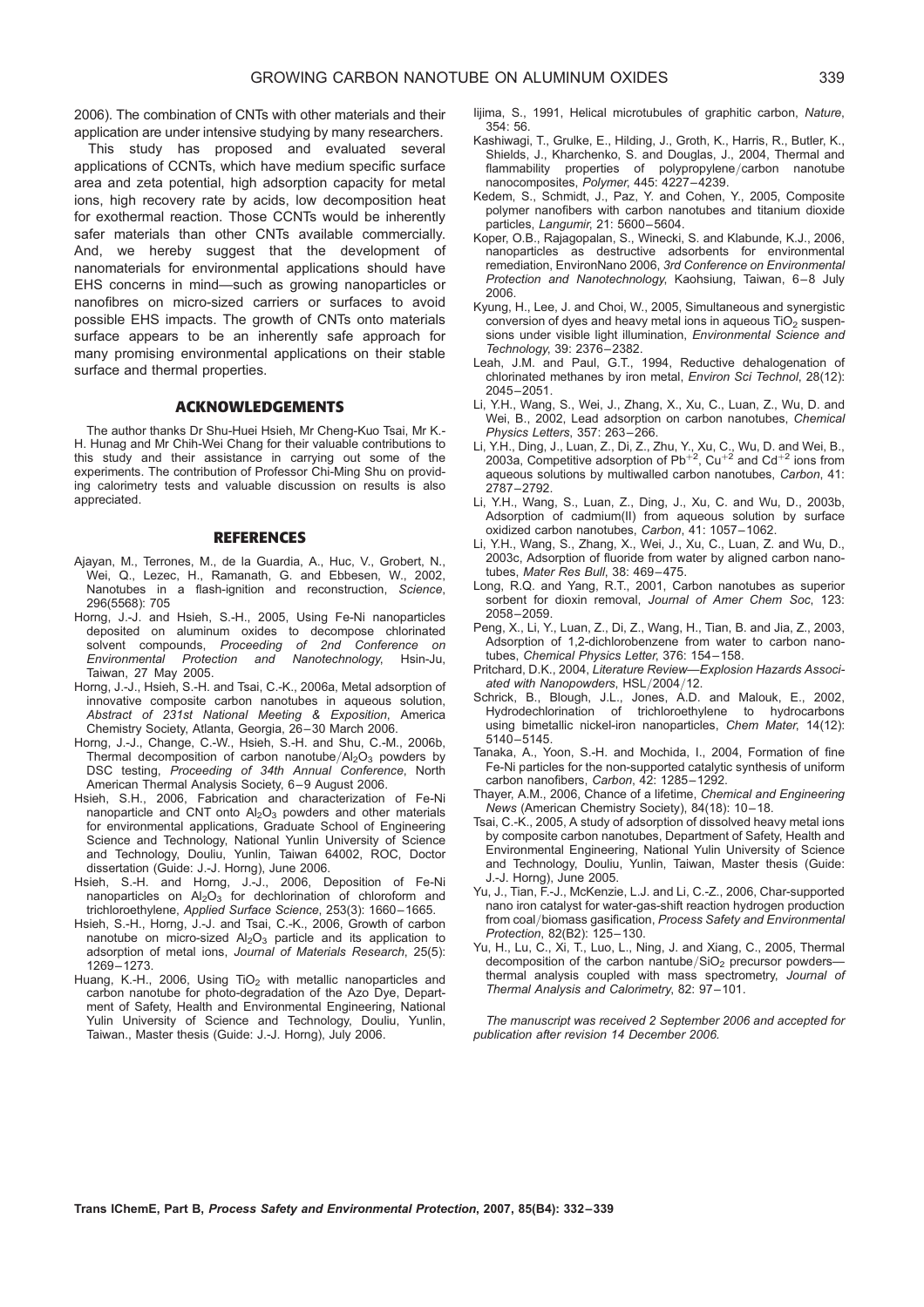2006). The combination of CNTs with other materials and their application are under intensive studying by many researchers.

This study has proposed and evaluated several applications of CCNTs, which have medium specific surface area and zeta potential, high adsorption capacity for metal ions, high recovery rate by acids, low decomposition heat for exothermal reaction. Those CCNTs would be inherently safer materials than other CNTs available commercially. And, we hereby suggest that the development of nanomaterials for environmental applications should have EHS concerns in mind—such as growing nanoparticles or nanofibres on micro-sized carriers or surfaces to avoid possible EHS impacts. The growth of CNTs onto materials surface appears to be an inherently safe approach for many promising environmental applications on their stable surface and thermal properties.

## ACKNOWLEDGEMENTS

The author thanks Dr Shu-Huei Hsieh, Mr Cheng-Kuo Tsai, Mr K.-H. Hunag and Mr Chih-Wei Chang for their valuable contributions to this study and their assistance in carrying out some of the experiments. The contribution of Professor Chi-Ming Shu on providing calorimetry tests and valuable discussion on results is also appreciated.

## REFERENCES

Ajayan, M., Terrones, M., de la Guardia, A., Huc, V., Grobert, N., Wei, Q., Lezec, H., Ramanath, G. and Ebbesen, W., 2002, Nanotubes in a flash-ignition and reconstruction, *Science*, 296(5568): 705

Horng, J.-J. and Hsieh, S.-H., 2005, Using Fe-Ni nanoparticles deposited on aluminum oxides to decompose chlorinated solvent compounds, *Proceeding of 2nd Conference on Environmental Protection and Nanotechnology*, Hsin-Ju, Taiwan, 27 May 2005.

Horng, J.-J., Hsieh, S.-H. and Tsai, C.-K., 2006a, Metal adsorption of innovative composite carbon nanotubes in aqueous solution, *Abstract of 231st National Meeting & Exposition*, America Chemistry Society, Atlanta, Georgia, 26–30 March 2006.

Horng, J.-J., Change, C.-W., Hsieh, S.-H. and Shu, C.-M., 2006b, Thermal decomposition of carbon nanotube/$Al_2O_3$ powders by DSC testing, *Proceeding of 34th Annual Conference*, North American Thermal Analysis Society, 6–9 August 2006.

Hsieh, S.H., 2006, Fabrication and characterization of Fe-Ni nanoparticle and CNT onto $Al_2O_3$ powders and other materials for environmental applications, Graduate School of Engineering Science and Technology, National Yunlin University of Science and Technology, Douliu, Yunlin, Taiwan 64002, ROC, Doctor dissertation (Guide: J.-J. Horng), June 2006.

Hsieh, S.-H. and Horng, J.-J., 2006, Deposition of Fe-Ni nanoparticles on $Al_2O_3$ for dechlorination of chloroform and trichloroethylene, *Applied Surface Science*, 253(3): 1660–1665.

Hsieh, S.-H., Horng, J.-J. and Tsai, C.-K., 2006, Growth of carbon nanotube on micro-sized $Al_2O_3$ particle and its application to adsorption of metal ions, *Journal of Materials Research*, 25(5): 1269–1273.

Huang, K.-H., 2006, Using $TiO_2$ with metallic nanoparticles and carbon nanotube for photo-degradation of the Azo Dye, Department of Safety, Health and Environmental Engineering, National Yulin University of Science and Technology, Douliu, Yunlin, Taiwan., Master thesis (Guide: J.-J. Horng), July 2006.

Iijima, S., 1991, Helical microtubules of graphitic carbon, *Nature*, 354: 56.

Kashiwagi, T., Grulke, E., Hilding, J., Groth, K., Harris, R., Butler, K., Shields, J., Kharchenko, S. and Douglas, J., 2004, Thermal and flammability properties of polypropylene/carbon nanotube nanocomposites, *Polymer*, 445: 4227–4239.

Kedem, S., Schmidt, J., Paz, Y. and Cohen, Y., 2005, Composite polymer nanofibers with carbon nanotubes and titanium dioxide particles, *Langumir*, 21: 5600–5604.

Koper, O.B., Rajagopalan, S., Winecki, S. and Klabunde, K.J., 2006, nanoparticles as destructive adsorbents for environmental remediation, EnvironNano 2006, *3rd Conference on Environmental Protection and Nanotechnology*, Kaohsiung, Taiwan, 6–8 July 2006.

Kyung, H., Lee, J. and Choi, W., 2005, Simultaneous and synergistic conversion of dyes and heavy metal ions in aqueous $TiO_2$ suspensions under visible light illumination, *Environmental Science and Technology*, 39: 2376–2382.

Leah, J.M. and Paul, G.T., 1994, Reductive dehalogenation of chlorinated methanes by iron metal, *Environ Sci Technol*, 28(12): 2045–2051.

Li, Y.H., Wang, S., Wei, J., Zhang, X., Xu, C., Luan, Z., Wu, D. and Wei, B., 2002, Lead adsorption on carbon nanotubes, *Chemical Physics Letters*, 357: 263–266.

Li, Y.H., Ding, J., Luan, Z., Di, Z., Zhu, Y., Xu, C., Wu, D. and Wei, B., 2003a, Competitive adsorption of $Pb^{+2}$, $Cu^{+2}$ and $Cd^{+2}$ ions from aqueous solutions by multiwalled carbon nanotubes, *Carbon*, 41: 2787–2792.

Li, Y.H., Wang, S., Luan, Z., Ding, J., Xu, C. and Wu, D., 2003b, Adsorption of cadmium(II) from aqueous solution by surface oxidized carbon nanotubes, *Carbon*, 41: 1057–1062.

Li, Y.H., Wang, S., Zhang, X., Wei, J., Xu, C., Luan, Z. and Wu, D., 2003c, Adsorption of fluoride from water by aligned carbon nanotubes, *Mater Res Bull*, 38: 469–475.

Long, R.Q. and Yang, R.T., 2001, Carbon nanotubes as superior sorbent for dioxin removal, *Journal of Amer Chem Soc*, 123: 2058–2059.

Peng, X., Li, Y., Luan, Z., Di, Z., Wang, H., Tian, B. and Jia, Z., 2003, Adsorption of 1,2-dichlorobenzene from water to carbon nanotubes, *Chemical Physics Letter*, 376: 154–158.

Pritchard, D.K., 2004, *Literature Review—Explosion Hazards Associated with Nanopowders*, HSL/2004/12.

Schrick, B., Blough, J.L., Jones, A.D. and Malouk, E., 2002, Hydrodechlorination of trichloroethylene to hydrocarbons using bimetallic nickel-iron nanoparticles, *Chem Mater*, 14(12): 5140–5145.

Tanaka, A., Yoon, S.-H. and Mochida, I., 2004, Formation of fine Fe-Ni particles for the non-supported catalytic synthesis of uniform carbon nanofibers, *Carbon*, 42: 1285–1292.

Thayer, A.M., 2006, Chance of a lifetime, *Chemical and Engineering News* (American Chemistry Society), 84(18): 10–18.

Tsai, C.-K., 2005, A study of adsorption of dissolved heavy metal ions by composite carbon nanotubes, Department of Safety, Health and Environmental Engineering, National Yulin University of Science and Technology, Douliu, Yunlin, Taiwan, Master thesis (Guide: J.-J. Horng), June 2005.

Yu, J., Tian, F.-J., McKenzie, L.J. and Li, C.-Z., 2006, Char-supported nano iron catalyst for water-gas-shift reaction hydrogen production from coal/biomass gasification, *Process Safety and Environmental Protection*, 82(B2): 125–130.

Yu, H., Lu, C., Xi, T., Luo, L., Ning, J. and Xiang, C., 2005, Thermal decomposition of the carbon nantube/$SiO_2$ precursor powders—thermal analysis coupled with mass spectrometry, *Journal of Thermal Analysis and Calorimetry*, 82: 97–101.

*The manuscript was received 2 September 2006 and accepted for publication after revision 14 December 2006.*